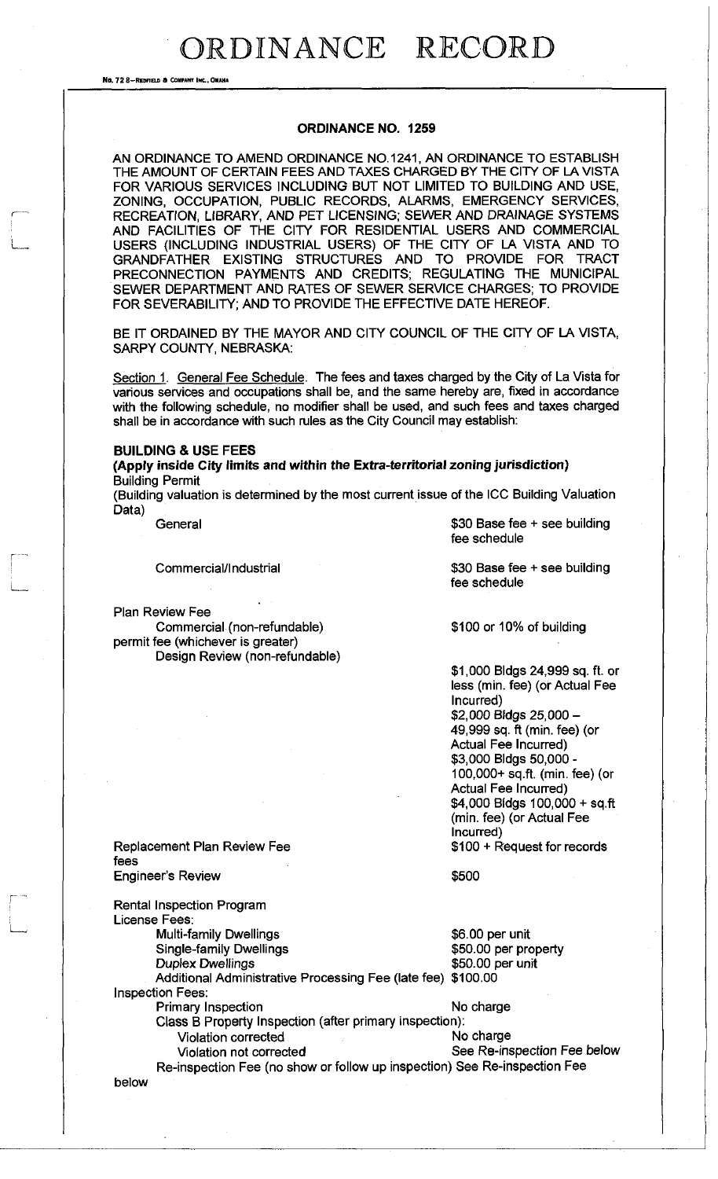# ORDINANCE RECORD

No. 72 8—REDFIELD & COMPANY INC., OMAHA

## ORDINANCE NO. 1259

AN ORDINANCE TO AMEND ORDINANCE NO.1241, AN ORDINANCE TO ESTABLISH THE AMOUNT OF CERTAIN FEES AND TAXES CHARGED BY THE CITY OF LA VISTA FOR VARIOUS SERVICES INCLUDING BUT NOT LIMITED TO BUILDING AND USE, ZONING, OCCUPATION, PUBLIC RECORDS, ALARMS, EMERGENCY SERVICES, RECREATION, LIBRARY, AND PET LICENSING; SEWER AND DRAINAGE SYSTEMS AND FACILITIES OF THE CITY FOR RESIDENTIAL USERS AND COMMERCIAL USERS (INCLUDING INDUSTRIAL USERS) OF THE CITY OF LA VISTA AND TO GRANDFATHER EXISTING STRUCTURES AND TO PROVIDE FOR TRACT PRECONNECTION PAYMENTS AND CREDITS; REGULATING THE MUNICIPAL SEWER DEPARTMENT AND RATES OF SEWER SERVICE CHARGES; TO PROVIDE FOR SEVERABILITY; AND TO PROVIDE THE EFFECTIVE DATE HEREOF.

BE IT ORDAINED BY THE MAYOR AND CITY COUNCIL OF THE CITY OF LA VISTA, SARPY COUNTY, NEBRASKA:

Section 1. General Fee Schedule. The fees and taxes charged by the City of La Vista for various services and occupations shall be, and the same hereby are, fixed in accordance with the following schedule, no modifier shall be used, and such fees and taxes charged shall be in accordance with such rules as the City Council may establish:

**BUILDING & USE FEES**
***(Apply inside City limits and within the Extra-territorial zoning jurisdiction)***
Building Permit
(Building valuation is determined by the most current issue of the ICC Building Valuation Data)

| | |
|---|---|
| General | $30 Base fee + see building fee schedule |
| Commercial/Industrial | $30 Base fee + see building fee schedule |
| Plan Review Fee | |
| Commercial (non-refundable) | $100 or 10% of building permit fee (whichever is greater) |
| Design Review (non-refundable) | $1,000 Bldgs 24,999 sq. ft. or less (min. fee) (or Actual Fee Incurred)<br>$2,000 Bldgs 25,000 – 49,999 sq. ft (min. fee) (or Actual Fee Incurred)<br>$3,000 Bldgs 50,000 - 100,000+ sq.ft. (min. fee) (or Actual Fee Incurred)<br>$4,000 Bldgs 100,000 + sq.ft (min. fee) (or Actual Fee Incurred) |
| Replacement Plan Review Fee | $100 + Request for records fees |
| Engineer's Review | $500 |

Rental Inspection Program
License Fees:

| | |
|---|---|
| Multi-family Dwellings | $6.00 per unit |
| Single-family Dwellings | $50.00 per property |
| Duplex Dwellings | $50.00 per unit |
| Additional Administrative Processing Fee (late fee) | $100.00 |

Inspection Fees:

| | |
|---|---|
| Primary Inspection | No charge |
| Class B Property Inspection (after primary inspection): | |
| Violation corrected | No charge |
| Violation not corrected | See Re-inspection Fee below |
| Re-inspection Fee (no show or follow up inspection) | See Re-inspection Fee below |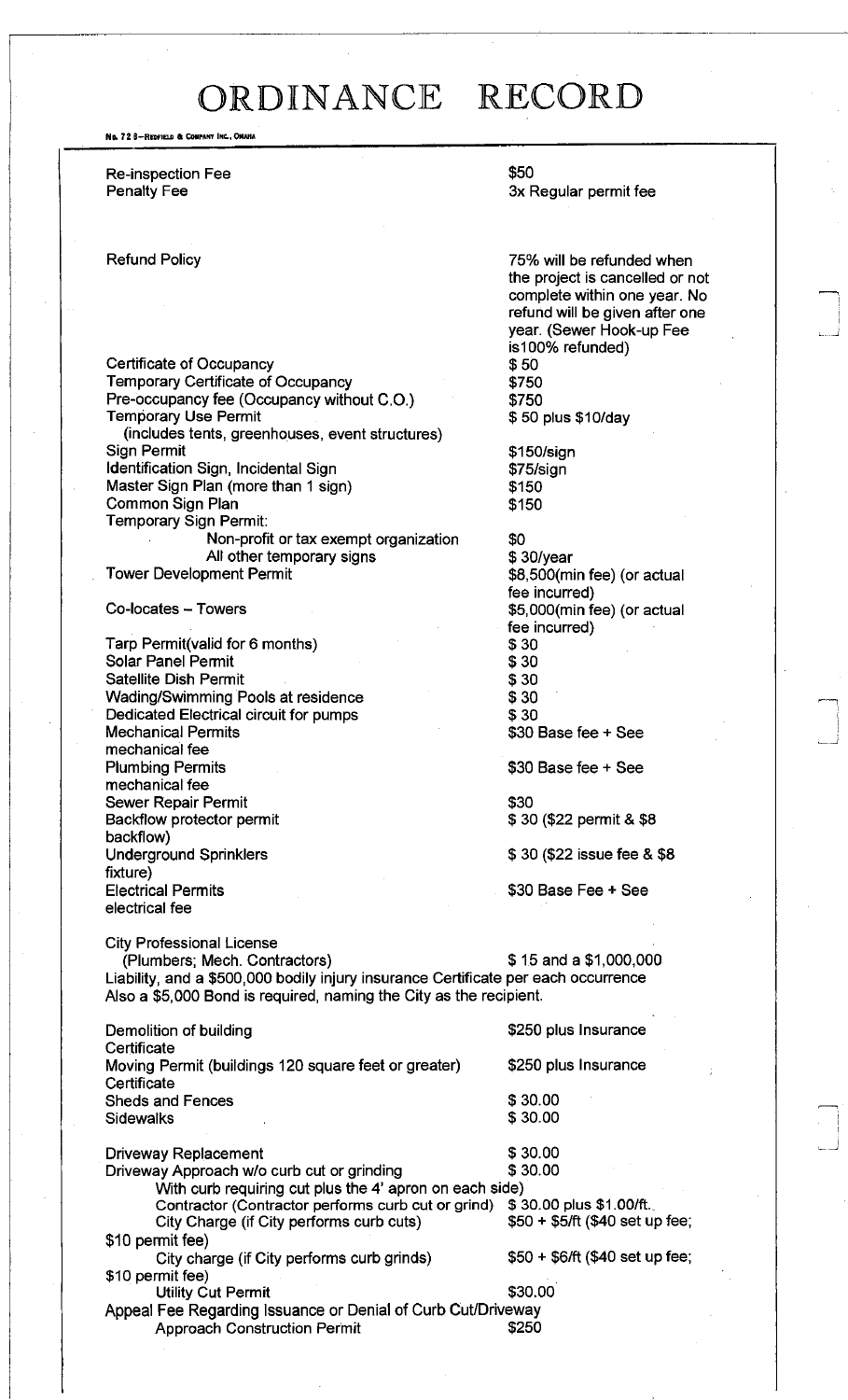# ORDINANCE RECORD

No. 72 8—Redfield & Company Inc., Omaha

| | |
|---|---|
| Re-inspection Fee | $50 |
| Penalty Fee | 3x Regular permit fee |
| Refund Policy | 75% will be refunded when the project is cancelled or not complete within one year. No refund will be given after one year. (Sewer Hook-up Fee is100% refunded) |
| Certificate of Occupancy | $ 50 |
| Temporary Certificate of Occupancy | $750 |
| Pre-occupancy fee (Occupancy without C.O.) | $750 |
| Temporary Use Permit (includes tents, greenhouses, event structures) | $ 50 plus $10/day |
| Sign Permit | $150/sign |
| Identification Sign, Incidental Sign | $75/sign |
| Master Sign Plan (more than 1 sign) | $150 |
| Common Sign Plan | $150 |
| Temporary Sign Permit: | |
| Non-profit or tax exempt organization | $0 |
| All other temporary signs | $ 30/year |
| Tower Development Permit | $8,500(min fee) (or actual fee incurred) |
| Co-locates – Towers | $5,000(min fee) (or actual fee incurred) |
| Tarp Permit(valid for 6 months) | $ 30 |
| Solar Panel Permit | $ 30 |
| Satellite Dish Permit | $ 30 |
| Wading/Swimming Pools at residence | $ 30 |
| Dedicated Electrical circuit for pumps | $ 30 |
| Mechanical Permits | $30 Base fee + See mechanical fee |
| Plumbing Permits | $30 Base fee + See mechanical fee |
| Sewer Repair Permit | $30 |
| Backflow protector permit | $ 30 ($22 permit & $8 backflow) |
| Underground Sprinklers | $ 30 ($22 issue fee & $8 fixture) |
| Electrical Permits | $30 Base Fee + See electrical fee |

City Professional License
(Plumbers; Mech. Contractors) $ 15 and a $1,000,000 Liability, and a $500,000 bodily injury insurance Certificate per each occurrence
Also a $5,000 Bond is required, naming the City as the recipient.

| | |
|---|---|
| Demolition of building | $250 plus Insurance Certificate |
| Moving Permit (buildings 120 square feet or greater) | $250 plus Insurance Certificate |
| Sheds and Fences | $ 30.00 |
| Sidewalks | $ 30.00 |
| Driveway Replacement | $ 30.00 |
| Driveway Approach w/o curb cut or grinding | $ 30.00 |
| With curb requiring cut plus the 4' apron on each side) | |
| Contractor (Contractor performs curb cut or grind) | $ 30.00 plus $1.00/ft. |
| City Charge (if City performs curb cuts) | $50 + $5/ft ($40 set up fee; $10 permit fee) |
| City charge (if City performs curb grinds) | $50 + $6/ft ($40 set up fee; $10 permit fee) |
| Utility Cut Permit | $30.00 |
| Appeal Fee Regarding Issuance or Denial of Curb Cut/Driveway Approach Construction Permit | $250 |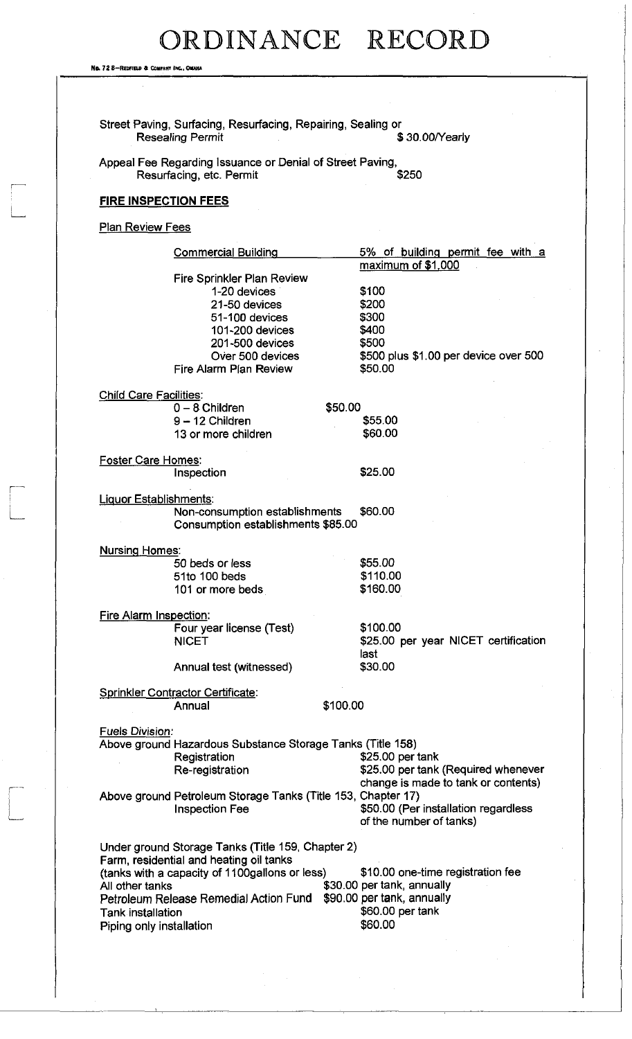Street Paving, Surfacing, Resurfacing, Repairing, Sealing or Resealing Permit — $ 30.00/Yearly

Appeal Fee Regarding Issuance or Denial of Street Paving, Resurfacing, etc. Permit — $250

## **FIRE INSPECTION FEES**

Plan Review Fees

| | |
|---|---|
| Commercial Building | 5% of building permit fee with a maximum of $1,000 |
| Fire Sprinkler Plan Review | |
| 1-20 devices | $100 |
| 21-50 devices | $200 |
| 51-100 devices | $300 |
| 101-200 devices | $400 |
| 201-500 devices | $500 |
| Over 500 devices | $500 plus $1.00 per device over 500 |
| Fire Alarm Plan Review | $50.00 |

Child Care Facilities:

| | |
|---|---|
| 0 – 8 Children | $50.00 |
| 9 – 12 Children | $55.00 |
| 13 or more children | $60.00 |

Foster Care Homes:

| | |
|---|---|
| Inspection | $25.00 |

Liquor Establishments:

| | |
|---|---|
| Non-consumption establishments | $60.00 |
| Consumption establishments | $85.00 |

Nursing Homes:

| | |
|---|---|
| 50 beds or less | $55.00 |
| 51to 100 beds | $110.00 |
| 101 or more beds | $160.00 |

Fire Alarm Inspection:

| | |
|---|---|
| Four year license (Test) | $100.00 |
| NICET | $25.00 per year NICET certification last |
| Annual test (witnessed) | $30.00 |

Sprinkler Contractor Certificate:

| | |
|---|---|
| Annual | $100.00 |

Fuels Division:

Above ground Hazardous Substance Storage Tanks (Title 158)

| | |
|---|---|
| Registration | $25.00 per tank |
| Re-registration | $25.00 per tank (Required whenever change is made to tank or contents) |

Above ground Petroleum Storage Tanks (Title 153, Chapter 17)

| | |
|---|---|
| Inspection Fee | $50.00 (Per installation regardless of the number of tanks) |

Under ground Storage Tanks (Title 159, Chapter 2)

| | |
|---|---|
| Farm, residential and heating oil tanks (tanks with a capacity of 1100gallons or less) | $10.00 one-time registration fee |
| All other tanks | $30.00 per tank, annually |
| Petroleum Release Remedial Action Fund | $90.00 per tank, annually |
| Tank installation | $60.00 per tank |
| Piping only installation | $60.00 |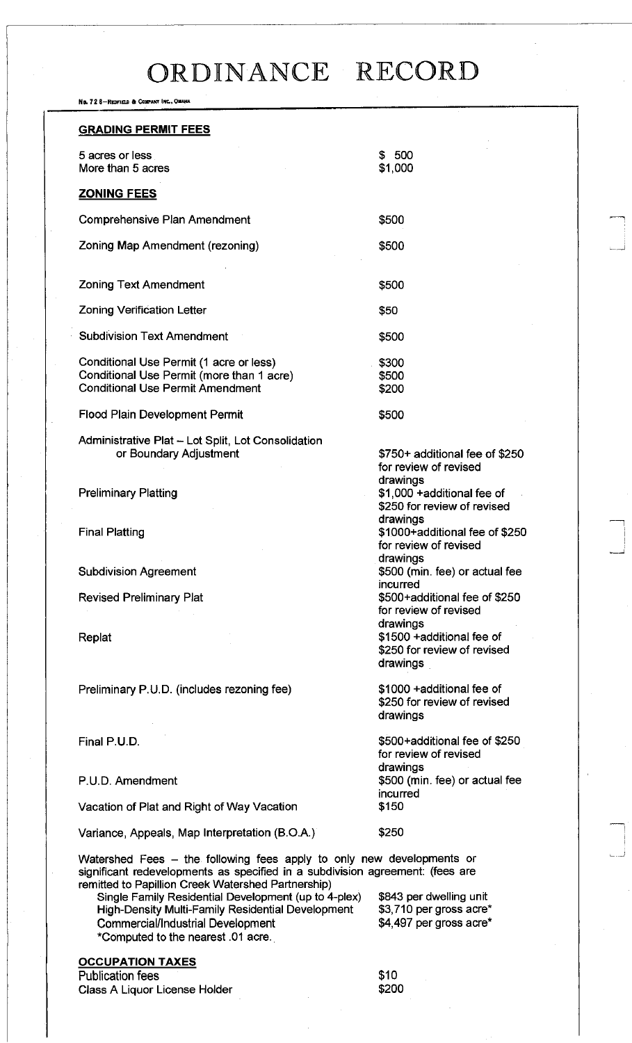# ORDINANCE RECORD

## GRADING PERMIT FEES

| | |
|---|---|
| 5 acres or less | $ 500 |
| More than 5 acres | $1,000 |

## ZONING FEES

| | |
|---|---|
| Comprehensive Plan Amendment | $500 |
| Zoning Map Amendment (rezoning) | $500 |
| Zoning Text Amendment | $500 |
| Zoning Verification Letter | $50 |
| Subdivision Text Amendment | $500 |
| Conditional Use Permit (1 acre or less) | $300 |
| Conditional Use Permit (more than 1 acre) | $500 |
| Conditional Use Permit Amendment | $200 |
| Flood Plain Development Permit | $500 |
| Administrative Plat – Lot Split, Lot Consolidation or Boundary Adjustment | $750+ additional fee of $250 for review of revised drawings |
| Preliminary Platting | $1,000 +additional fee of $250 for review of revised drawings |
| Final Platting | $1000+additional fee of $250 for review of revised drawings |
| Subdivision Agreement | $500 (min. fee) or actual fee incurred |
| Revised Preliminary Plat | $500+additional fee of $250 for review of revised drawings |
| Replat | $1500 +additional fee of $250 for review of revised drawings |
| Preliminary P.U.D. (includes rezoning fee) | $1000 +additional fee of $250 for review of revised drawings |
| Final P.U.D. | $500+additional fee of $250 for review of revised drawings |
| P.U.D. Amendment | $500 (min. fee) or actual fee incurred |
| Vacation of Plat and Right of Way Vacation | $150 |
| Variance, Appeals, Map Interpretation (B.O.A.) | $250 |

Watershed Fees – the following fees apply to only new developments or significant redevelopments as specified in a subdivision agreement: (fees are remitted to Papillion Creek Watershed Partnership)

| | |
|---|---|
| Single Family Residential Development (up to 4-plex) | $843 per dwelling unit |
| High-Density Multi-Family Residential Development | $3,710 per gross acre* |
| Commercial/Industrial Development | $4,497 per gross acre* |

*Computed to the nearest .01 acre.

## OCCUPATION TAXES

| | |
|---|---|
| Publication fees | $10 |
| Class A Liquor License Holder | $200 |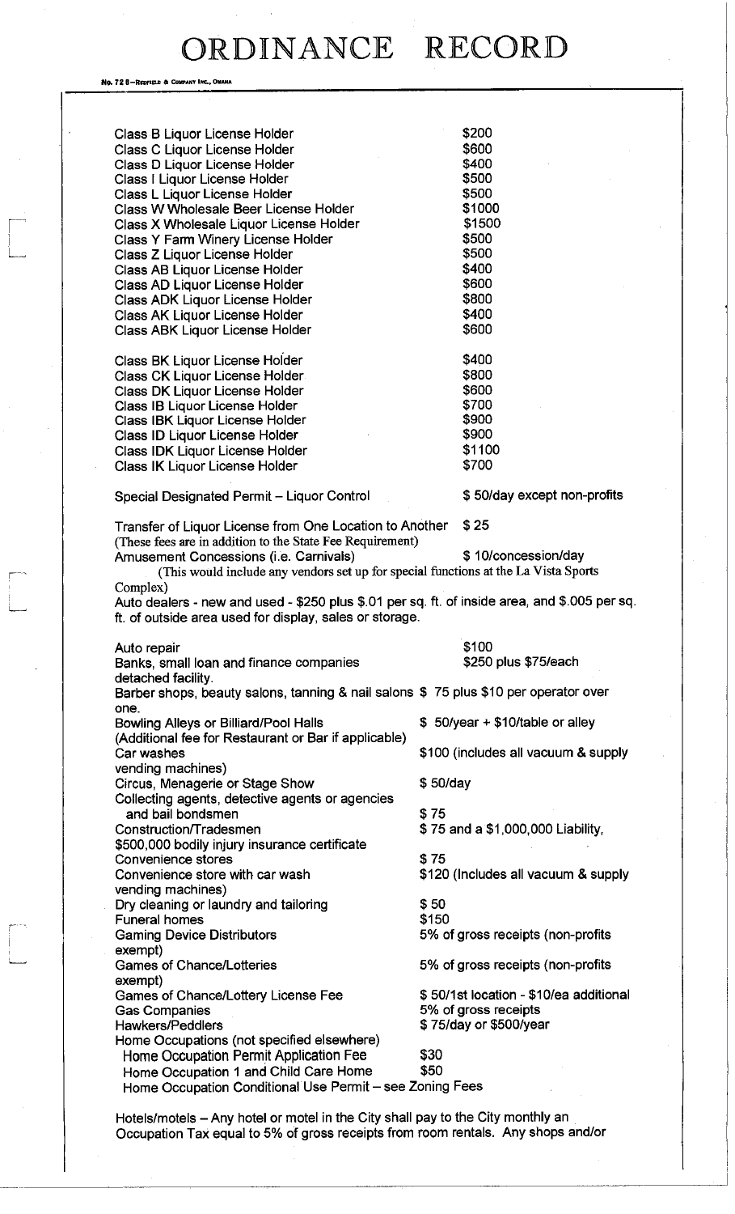# ORDINANCE RECORD

| | |
|---|---|
| Class B Liquor License Holder | $200 |
| Class C Liquor License Holder | $600 |
| Class D Liquor License Holder | $400 |
| Class I Liquor License Holder | $500 |
| Class L Liquor License Holder | $500 |
| Class W Wholesale Beer License Holder | $1000 |
| Class X Wholesale Liquor License Holder | $1500 |
| Class Y Farm Winery License Holder | $500 |
| Class Z Liquor License Holder | $500 |
| Class AB Liquor License Holder | $400 |
| Class AD Liquor License Holder | $600 |
| Class ADK Liquor License Holder | $800 |
| Class AK Liquor License Holder | $400 |
| Class ABK Liquor License Holder | $600 |
| Class BK Liquor License Holder | $400 |
| Class CK Liquor License Holder | $800 |
| Class DK Liquor License Holder | $600 |
| Class IB Liquor License Holder | $700 |
| Class IBK Liquor License Holder | $900 |
| Class ID Liquor License Holder | $900 |
| Class IDK Liquor License Holder | $1100 |
| Class IK Liquor License Holder | $700 |

Special Designated Permit – Liquor Control $ 50/day except non-profits

Transfer of Liquor License from One Location to Another $ 25
(These fees are in addition to the State Fee Requirement)

Amusement Concessions (i.e. Carnivals) $ 10/concession/day
(This would include any vendors set up for special functions at the La Vista Sports Complex)

Auto dealers - new and used - $250 plus $.01 per sq. ft. of inside area, and $.005 per sq. ft. of outside area used for display, sales or storage.

| | |
|---|---|
| Auto repair | $100 |
| Banks, small loan and finance companies | $250 plus $75/each detached facility. |
| Barber shops, beauty salons, tanning & nail salons | $ 75 plus $10 per operator over one. |
| Bowling Alleys or Billiard/Pool Halls (Additional fee for Restaurant or Bar if applicable) | $ 50/year + $10/table or alley |
| Car washes | $100 (includes all vacuum & supply vending machines) |
| Circus, Menagerie or Stage Show | $ 50/day |
| Collecting agents, detective agents or agencies and bail bondsmen | $ 75 |
| Construction/Tradesmen | $ 75 and a $1,000,000 Liability, $500,000 bodily injury insurance certificate |
| Convenience stores | $ 75 |
| Convenience store with car wash | $120 (Includes all vacuum & supply vending machines) |
| Dry cleaning or laundry and tailoring | $ 50 |
| Funeral homes | $150 |
| Gaming Device Distributors | 5% of gross receipts (non-profits exempt) |
| Games of Chance/Lotteries | 5% of gross receipts (non-profits exempt) |
| Games of Chance/Lottery License Fee | $ 50/1st location - $10/ea additional |
| Gas Companies | 5% of gross receipts |
| Hawkers/Peddlers | $ 75/day or $500/year |

Home Occupations (not specified elsewhere)

| | |
|---|---|
| Home Occupation Permit Application Fee | $30 |
| Home Occupation 1 and Child Care Home | $50 |

Home Occupation Conditional Use Permit – see Zoning Fees

Hotels/motels – Any hotel or motel in the City shall pay to the City monthly an Occupation Tax equal to 5% of gross receipts from room rentals. Any shops and/or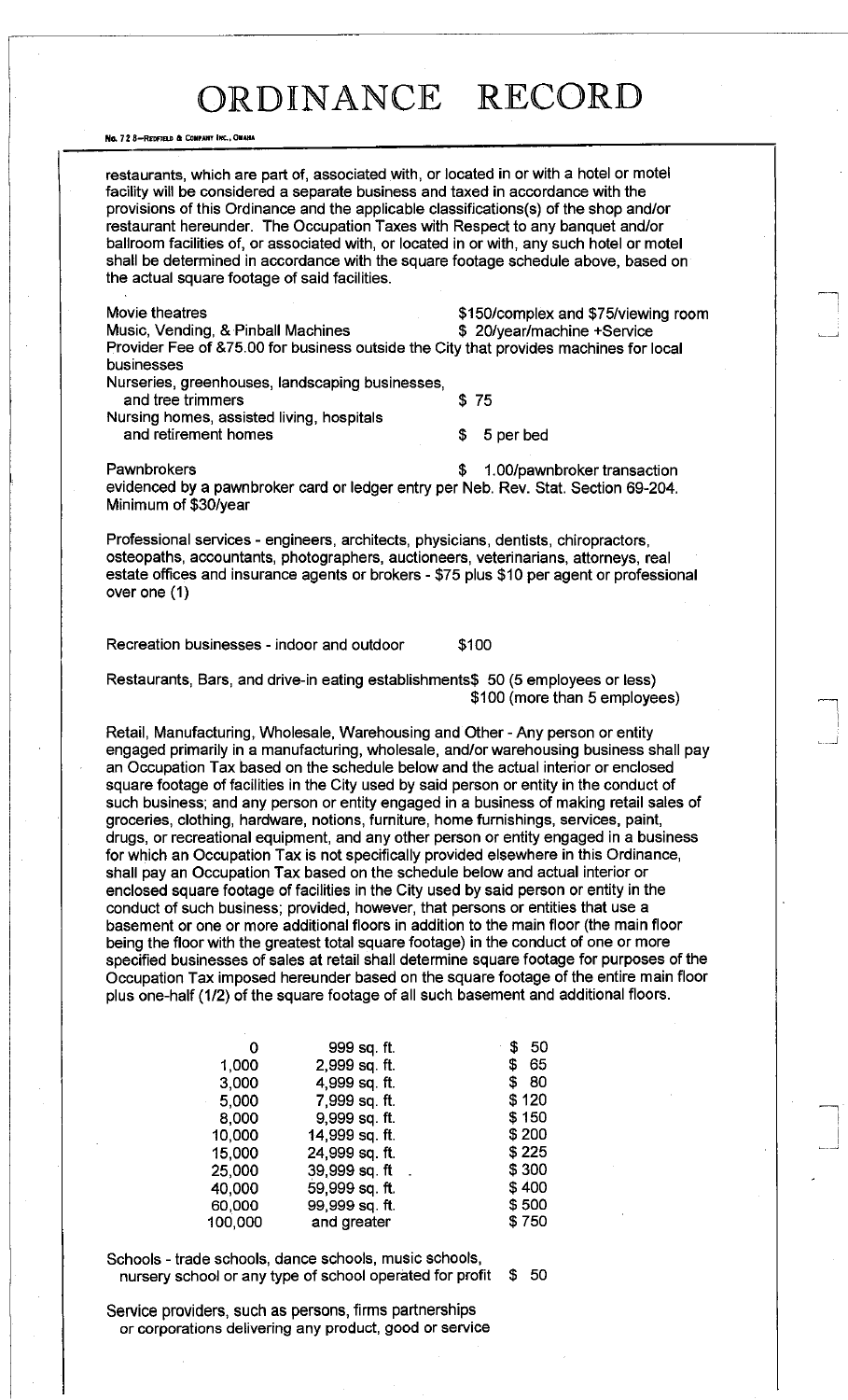restaurants, which are part of, associated with, or located in or with a hotel or motel facility will be considered a separate business and taxed in accordance with the provisions of this Ordinance and the applicable classifications(s) of the shop and/or restaurant hereunder. The Occupation Taxes with Respect to any banquet and/or ballroom facilities of, or associated with, or located in or with, any such hotel or motel shall be determined in accordance with the square footage schedule above, based on the actual square footage of said facilities.

Movie theatres — $150/complex and $75/viewing room

Music, Vending, & Pinball Machines — $ 20/year/machine +Service Provider Fee of &75.00 for business outside the City that provides machines for local businesses

Nurseries, greenhouses, landscaping businesses, and tree trimmers — $ 75

Nursing homes, assisted living, hospitals and retirement homes — $ 5 per bed

Pawnbrokers — $ 1.00/pawnbroker transaction evidenced by a pawnbroker card or ledger entry per Neb. Rev. Stat. Section 69-204. Minimum of $30/year

Professional services - engineers, architects, physicians, dentists, chiropractors, osteopaths, accountants, photographers, auctioneers, veterinarians, attorneys, real estate offices and insurance agents or brokers - $75 plus $10 per agent or professional over one (1)

Recreation businesses - indoor and outdoor — $100

Restaurants, Bars, and drive-in eating establishments — $ 50 (5 employees or less)
$100 (more than 5 employees)

Retail, Manufacturing, Wholesale, Warehousing and Other - Any person or entity engaged primarily in a manufacturing, wholesale, and/or warehousing business shall pay an Occupation Tax based on the schedule below and the actual interior or enclosed square footage of facilities in the City used by said person or entity in the conduct of such business; and any person or entity engaged in a business of making retail sales of groceries, clothing, hardware, notions, furniture, home furnishings, services, paint, drugs, or recreational equipment, and any other person or entity engaged in a business for which an Occupation Tax is not specifically provided elsewhere in this Ordinance, shall pay an Occupation Tax based on the schedule below and actual interior or enclosed square footage of facilities in the City used by said person or entity in the conduct of such business; provided, however, that persons or entities that use a basement or one or more additional floors in addition to the main floor (the main floor being the floor with the greatest total square footage) in the conduct of one or more specified businesses of sales at retail shall determine square footage for purposes of the Occupation Tax imposed hereunder based on the square footage of the entire main floor plus one-half (1/2) of the square footage of all such basement and additional floors.

| | | |
|---|---|---|
| 0 | 999 sq. ft. | $ 50 |
| 1,000 | 2,999 sq. ft. | $ 65 |
| 3,000 | 4,999 sq. ft. | $ 80 |
| 5,000 | 7,999 sq. ft. | $ 120 |
| 8,000 | 9,999 sq. ft. | $ 150 |
| 10,000 | 14,999 sq. ft. | $ 200 |
| 15,000 | 24,999 sq. ft. | $ 225 |
| 25,000 | 39,999 sq. ft | $ 300 |
| 40,000 | 59,999 sq. ft. | $ 400 |
| 60,000 | 99,999 sq. ft. | $ 500 |
| 100,000 | and greater | $ 750 |

Schools - trade schools, dance schools, music schools, nursery school or any type of school operated for profit — $ 50

Service providers, such as persons, firms partnerships or corporations delivering any product, good or service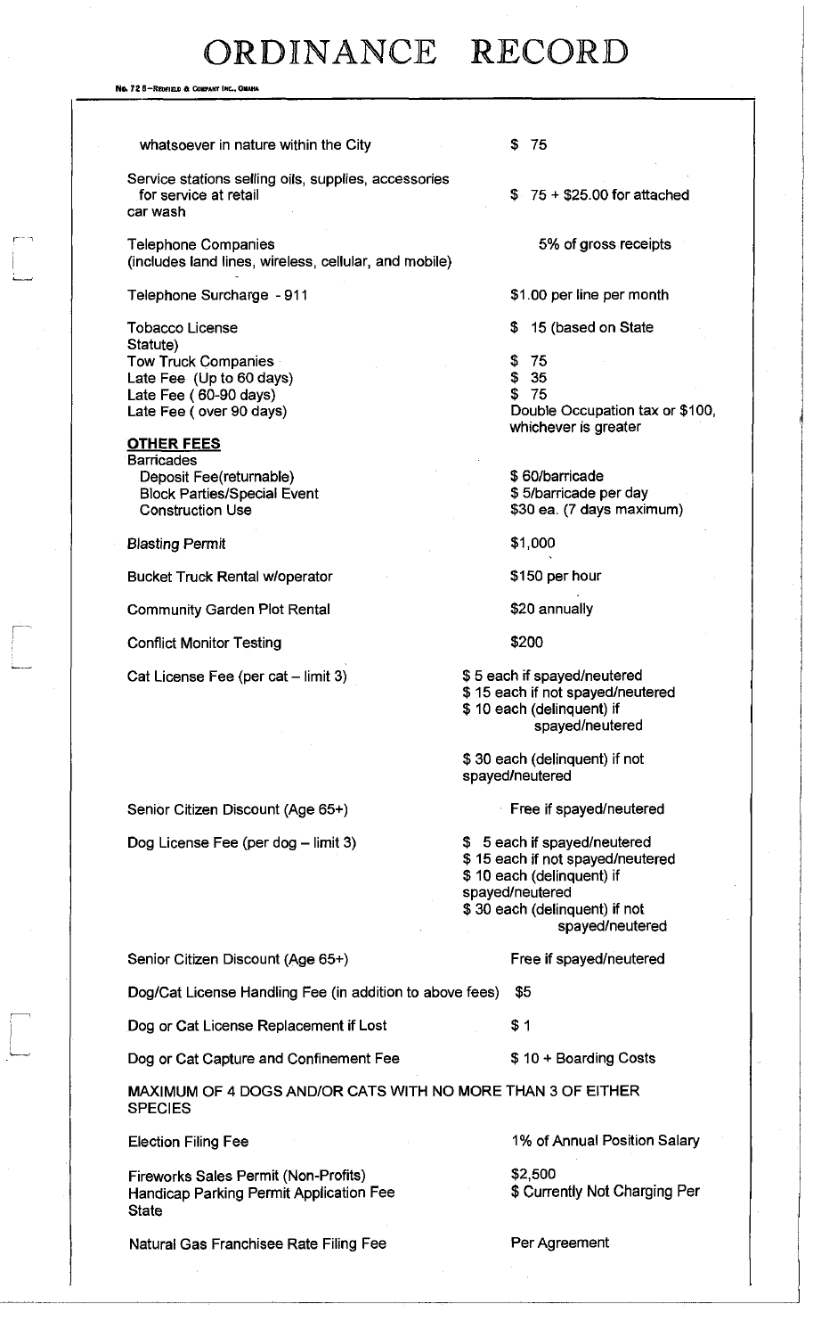# ORDINANCE RECORD

| | |
|---|---|
| whatsoever in nature within the City | $ 75 |
| Service stations selling oils, supplies, accessories for service at retail car wash | $ 75 + $25.00 for attached |
| Telephone Companies (includes land lines, wireless, cellular, and mobile) | 5% of gross receipts |
| Telephone Surcharge - 911 | $1.00 per line per month |
| Tobacco License | $ 15 (based on State Statute) |
| Tow Truck Companies | $ 75 |
| Late Fee (Up to 60 days) | $ 35 |
| Late Fee ( 60-90 days) | $ 75 |
| Late Fee ( over 90 days) | Double Occupation tax or $100, whichever is greater |

**OTHER FEES**

| | |
|---|---|
| Barricades | |
| Deposit Fee(returnable) | $ 60/barricade |
| Block Parties/Special Event | $ 5/barricade per day |
| Construction Use | $30 ea. (7 days maximum) |
| Blasting Permit | $1,000 |
| Bucket Truck Rental w/operator | $150 per hour |
| Community Garden Plot Rental | $20 annually |
| Conflict Monitor Testing | $200 |
| Cat License Fee (per cat – limit 3) | $ 5 each if spayed/neutered<br>$ 15 each if not spayed/neutered<br>$ 10 each (delinquent) if spayed/neutered<br>$ 30 each (delinquent) if not spayed/neutered |
| Senior Citizen Discount (Age 65+) | Free if spayed/neutered |
| Dog License Fee (per dog – limit 3) | $ 5 each if spayed/neutered<br>$ 15 each if not spayed/neutered<br>$ 10 each (delinquent) if spayed/neutered<br>$ 30 each (delinquent) if not spayed/neutered |
| Senior Citizen Discount (Age 65+) | Free if spayed/neutered |
| Dog/Cat License Handling Fee (in addition to above fees) | $5 |
| Dog or Cat License Replacement if Lost | $ 1 |
| Dog or Cat Capture and Confinement Fee | $ 10 + Boarding Costs |

MAXIMUM OF 4 DOGS AND/OR CATS WITH NO MORE THAN 3 OF EITHER SPECIES

| | |
|---|---|
| Election Filing Fee | 1% of Annual Position Salary |
| Fireworks Sales Permit (Non-Profits) | $2,500 |
| Handicap Parking Permit Application Fee | $ Currently Not Charging Per State |
| Natural Gas Franchisee Rate Filing Fee | Per Agreement |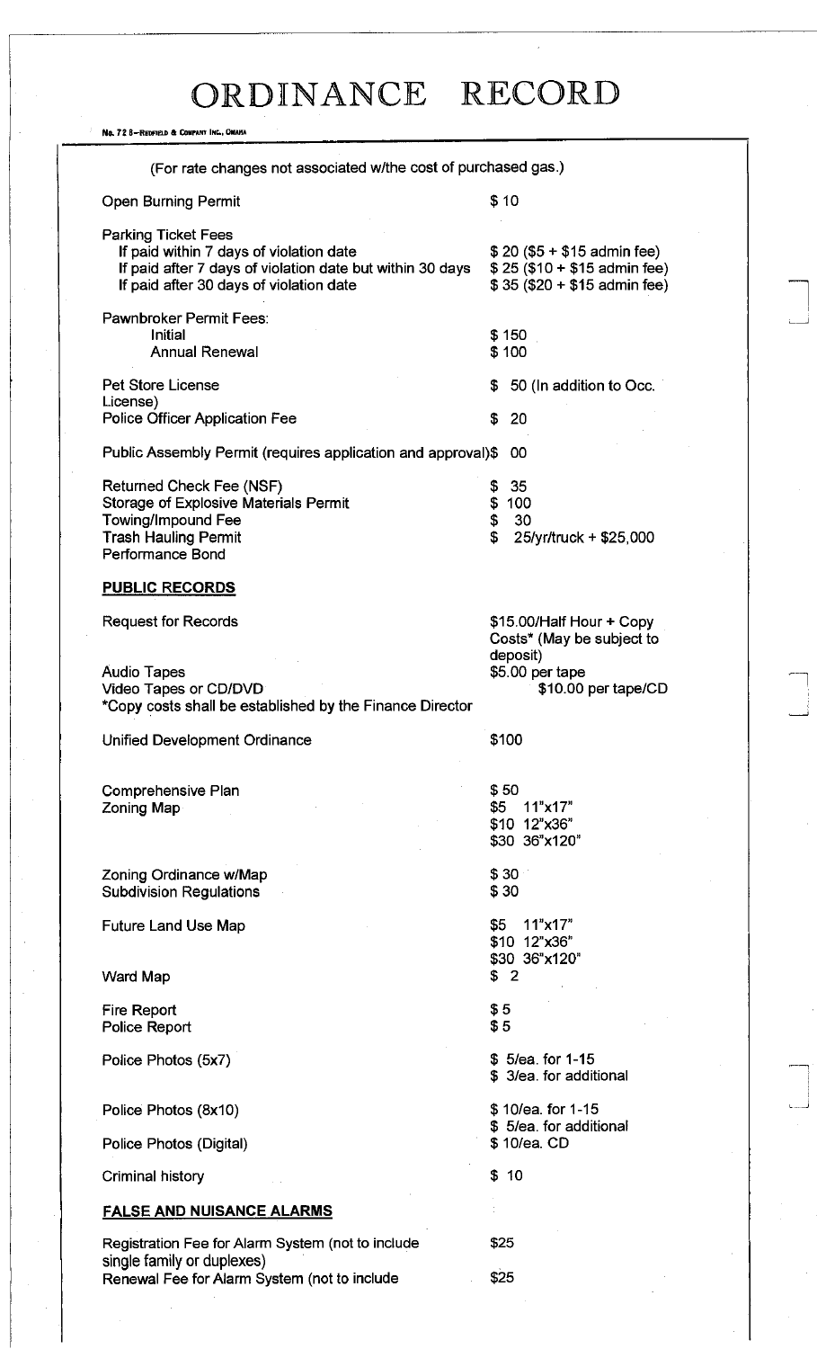# ORDINANCE RECORD

(For rate changes not associated w/the cost of purchased gas.)

| | |
|---|---|
| Open Burning Permit | $ 10 |
| Parking Ticket Fees | |
| If paid within 7 days of violation date | $ 20 ($5 + $15 admin fee) |
| If paid after 7 days of violation date but within 30 days | $ 25 ($10 + $15 admin fee) |
| If paid after 30 days of violation date | $ 35 ($20 + $15 admin fee) |
| Pawnbroker Permit Fees: | |
| Initial | $ 150 |
| Annual Renewal | $ 100 |
| Pet Store License | $ 50 (In addition to Occ. License) |
| Police Officer Application Fee | $ 20 |
| Public Assembly Permit (requires application and approval) | $ 00 |
| Returned Check Fee (NSF) | $ 35 |
| Storage of Explosive Materials Permit | $ 100 |
| Towing/Impound Fee | $ 30 |
| Trash Hauling Permit Performance Bond | $ 25/yr/truck + $25,000 |

## PUBLIC RECORDS

| | |
|---|---|
| Request for Records | $15.00/Half Hour + Copy Costs* (May be subject to deposit) |
| Audio Tapes | $5.00 per tape |
| Video Tapes or CD/DVD | $10.00 per tape/CD |

*Copy costs shall be established by the Finance Director

| | |
|---|---|
| Unified Development Ordinance | $100 |
| Comprehensive Plan | $ 50 |
| Zoning Map | $5 11"x17"<br>$10 12"x36"<br>$30 36"x120" |
| Zoning Ordinance w/Map | $ 30 |
| Subdivision Regulations | $ 30 |
| Future Land Use Map | $5 11"x17"<br>$10 12"x36"<br>$30 36"x120" |
| Ward Map | $ 2 |
| Fire Report | $ 5 |
| Police Report | $ 5 |
| Police Photos (5x7) | $ 5/ea. for 1-15<br>$ 3/ea. for additional |
| Police Photos (8x10) | $ 10/ea. for 1-15<br>$ 5/ea. for additional |
| Police Photos (Digital) | $ 10/ea. CD |
| Criminal history | $ 10 |

## FALSE AND NUISANCE ALARMS

| | |
|---|---|
| Registration Fee for Alarm System (not to include single family or duplexes) | $25 |
| Renewal Fee for Alarm System (not to include | $25 |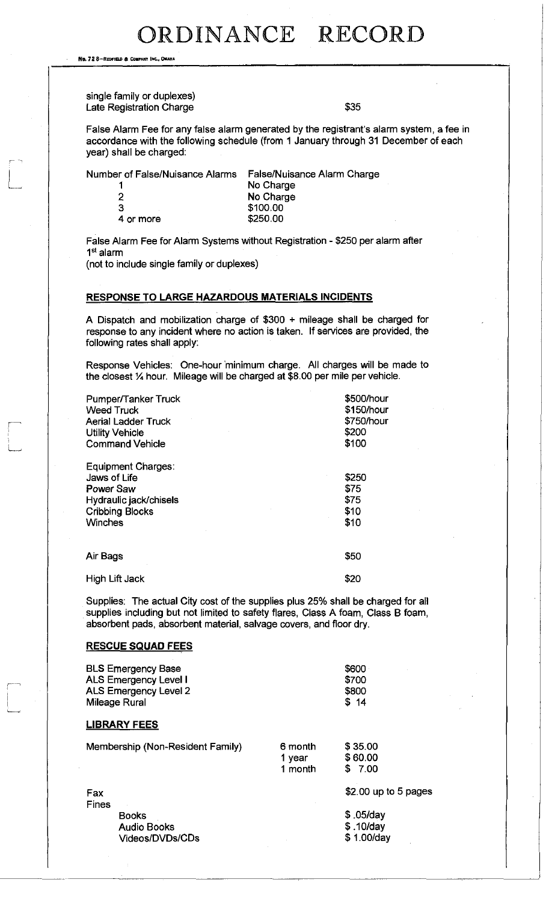single family or duplexes)
Late Registration Charge $35

False Alarm Fee for any false alarm generated by the registrant's alarm system, a fee in accordance with the following schedule (from 1 January through 31 December of each year) shall be charged:

| Number of False/Nuisance Alarms | False/Nuisance Alarm Charge |
|---|---|
| 1 | No Charge |
| 2 | No Charge |
| 3 | $100.00 |
| 4 or more | $250.00 |

False Alarm Fee for Alarm Systems without Registration - $250 per alarm after 1st alarm
(not to include single family or duplexes)

## RESPONSE TO LARGE HAZARDOUS MATERIALS INCIDENTS

A Dispatch and mobilization charge of $300 + mileage shall be charged for response to any incident where no action is taken. If services are provided, the following rates shall apply:

Response Vehicles: One-hour minimum charge. All charges will be made to the closest ¼ hour. Mileage will be charged at $8.00 per mile per vehicle.

| | |
|---|---|
| Pumper/Tanker Truck | $500/hour |
| Weed Truck | $150/hour |
| Aerial Ladder Truck | $750/hour |
| Utility Vehicle | $200 |
| Command Vehicle | $100 |
| Equipment Charges: | |
| Jaws of Life | $250 |
| Power Saw | $75 |
| Hydraulic jack/chisels | $75 |
| Cribbing Blocks | $10 |
| Winches | $10 |
| Air Bags | $50 |
| High Lift Jack | $20 |

Supplies: The actual City cost of the supplies plus 25% shall be charged for all supplies including but not limited to safety flares, Class A foam, Class B foam, absorbent pads, absorbent material, salvage covers, and floor dry.

## RESCUE SQUAD FEES

| | |
|---|---|
| BLS Emergency Base | $600 |
| ALS Emergency Level I | $700 |
| ALS Emergency Level 2 | $800 |
| Mileage Rural | $ 14 |

## LIBRARY FEES

| | | |
|---|---|---|
| Membership (Non-Resident Family) | 6 month | $ 35.00 |
| | 1 year | $ 60.00 |
| | 1 month | $ 7.00 |
| Fax | | $2.00 up to 5 pages |
| Fines | | |
| Books | | $ .05/day |
| Audio Books | | $ .10/day |
| Videos/DVDs/CDs | | $ 1.00/day |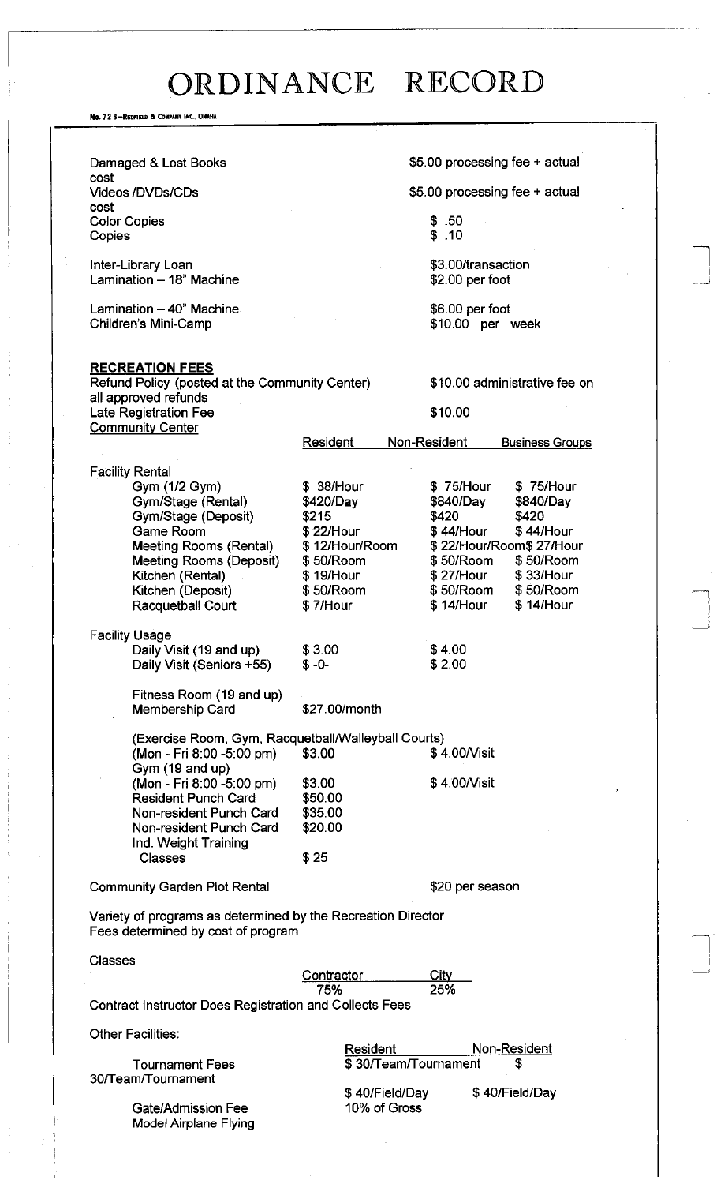# ORDINANCE RECORD

| | |
|---|---|
| Damaged & Lost Books | $5.00 processing fee + actual cost |
| Videos /DVDs/CDs | $5.00 processing fee + actual cost |
| Color Copies | $ .50 |
| Copies | $ .10 |
| Inter-Library Loan | $3.00/transaction |
| Lamination – 18" Machine | $2.00 per foot |
| Lamination – 40" Machine | $6.00 per foot |
| Children's Mini-Camp | $10.00 per week |

**RECREATION FEES**

| | |
|---|---|
| Refund Policy (posted at the Community Center) | $10.00 administrative fee on all approved refunds |
| Late Registration Fee | $10.00 |

**Community Center**

| | Resident | Non-Resident | Business Groups |
|---|---|---|---|
| Facility Rental | | | |
| Gym (1/2 Gym) | $ 38/Hour | $ 75/Hour | $ 75/Hour |
| Gym/Stage (Rental) | $420/Day | $840/Day | $840/Day |
| Gym/Stage (Deposit) | $215 | $420 | $420 |
| Game Room | $ 22/Hour | $ 44/Hour | $ 44/Hour |
| Meeting Rooms (Rental) | $ 12/Hour/Room | $ 22/Hour/Room | $ 27/Hour |
| Meeting Rooms (Deposit) | $ 50/Room | $ 50/Room | $ 50/Room |
| Kitchen (Rental) | $ 19/Hour | $ 27/Hour | $ 33/Hour |
| Kitchen (Deposit) | $ 50/Room | $ 50/Room | $ 50/Room |
| Racquetball Court | $ 7/Hour | $ 14/Hour | $ 14/Hour |
| Facility Usage | | | |
| Daily Visit (19 and up) | $ 3.00 | $ 4.00 | |
| Daily Visit (Seniors +55) | $ -0- | $ 2.00 | |
| Fitness Room (19 and up) Membership Card | $27.00/month | | |
| (Exercise Room, Gym, Racquetball/Walleyball Courts) | | | |
| (Mon - Fri 8:00 -5:00 pm) | $3.00 | $ 4.00/Visit | |
| Gym (19 and up) (Mon - Fri 8:00 -5:00 pm) | $3.00 | $ 4.00/Visit | |
| Resident Punch Card | $50.00 | | |
| Non-resident Punch Card | $35.00 | | |
| Non-resident Punch Card | $20.00 | | |
| Ind. Weight Training Classes | $ 25 | | |

Community Garden Plot Rental — $20 per season

Variety of programs as determined by the Recreation Director
Fees determined by cost of program

Classes

| Contractor | City |
|---|---|
| 75% | 25% |

Contract Instructor Does Registration and Collects Fees

Other Facilities:

| | Resident | Non-Resident |
|---|---|---|
| Tournament Fees | $ 30/Team/Tournament | $ 30/Team/Tournament |
| | $ 40/Field/Day | $ 40/Field/Day |
| Gate/Admission Fee | 10% of Gross | |
| Model Airplane Flying | | |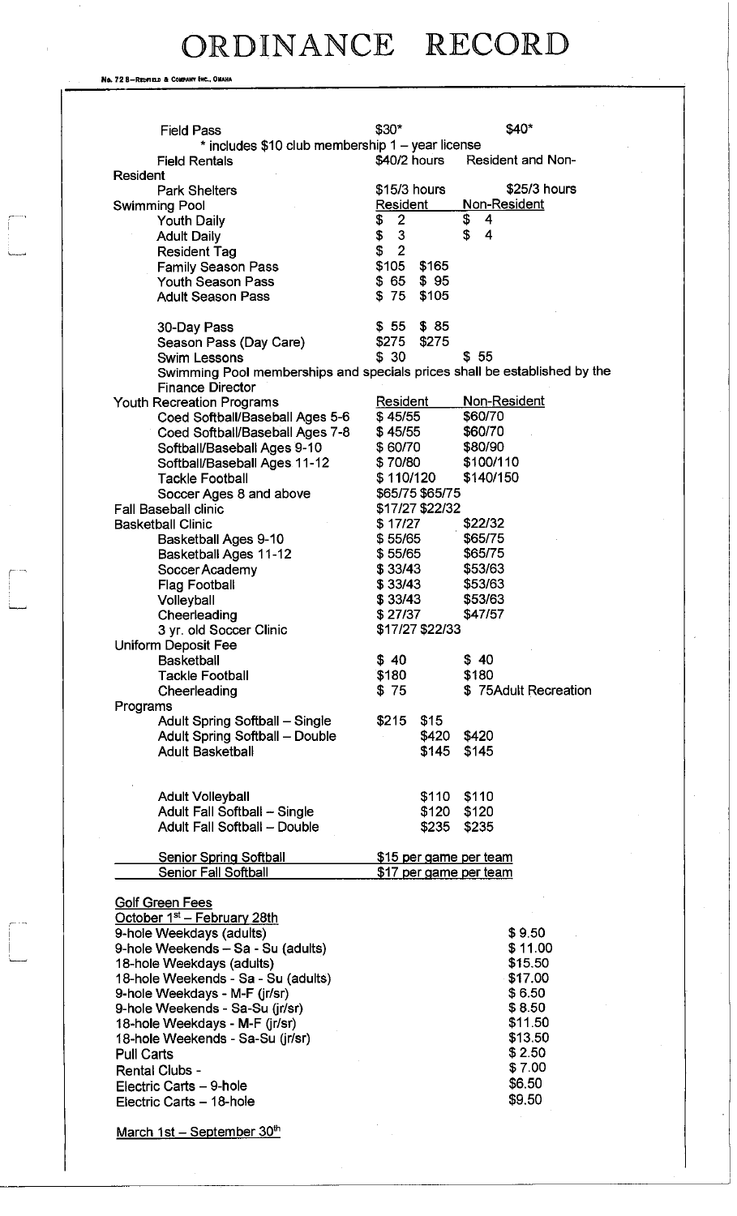# ORDINANCE RECORD

No. 72 8—REDFIELD & COMPANY INC., OMAHA

| | | |
|---|---|---|
| Field Pass | $30* | $40* |
| * includes $10 club membership 1 – year license | | |
| Field Rentals | $40/2 hours | Resident and Non-Resident |
| Park Shelters | $15/3 hours | $25/3 hours |
| Swimming Pool | Resident | Non-Resident |
| Youth Daily | $ 2 | $ 4 |
| Adult Daily | $ 3 | $ 4 |
| Resident Tag | $ 2 | |
| Family Season Pass | $105 $165 | |
| Youth Season Pass | $ 65 $ 95 | |
| Adult Season Pass | $ 75 $105 | |
| 30-Day Pass | $ 55 $ 85 | |
| Season Pass (Day Care) | $275 $275 | |
| Swim Lessons | $ 30 | $ 55 |
| Swimming Pool memberships and specials prices shall be established by the Finance Director | | |
| Youth Recreation Programs | Resident | Non-Resident |
| Coed Softball/Baseball Ages 5-6 | $ 45/55 | $60/70 |
| Coed Softball/Baseball Ages 7-8 | $ 45/55 | $60/70 |
| Softball/Baseball Ages 9-10 | $ 60/70 | $80/90 |
| Softball/Baseball Ages 11-12 | $ 70/80 | $100/110 |
| Tackle Football | $ 110/120 | $140/150 |
| Soccer Ages 8 and above | $65/75 $65/75 | |
| Fall Baseball clinic | $17/27 $22/32 | |
| Basketball Clinic | $ 17/27 | $22/32 |
| Basketball Ages 9-10 | $ 55/65 | $65/75 |
| Basketball Ages 11-12 | $ 55/65 | $65/75 |
| Soccer Academy | $ 33/43 | $53/63 |
| Flag Football | $ 33/43 | $53/63 |
| Volleyball | $ 33/43 | $53/63 |
| Cheerleading | $ 27/37 | $47/57 |
| 3 yr. old Soccer Clinic | $17/27 $22/33 | |
| Uniform Deposit Fee | | |
| Basketball | $ 40 | $ 40 |
| Tackle Football | $180 | $180 |
| Cheerleading | $ 75 | $ 75Adult Recreation |
| Programs | | |
| Adult Spring Softball – Single | $215 $15 | |
| Adult Spring Softball – Double | $420 | $420 |
| Adult Basketball | $145 | $145 |
| Adult Volleyball | $110 | $110 |
| Adult Fall Softball – Single | $120 | $120 |
| Adult Fall Softball – Double | $235 | $235 |
| Senior Spring Softball | $15 per game per team | |
| Senior Fall Softball | $17 per game per team | |

**Golf Green Fees**

October 1st – February 28th

| | |
|---|---|
| 9-hole Weekdays (adults) | $ 9.50 |
| 9-hole Weekends – Sa - Su (adults) | $ 11.00 |
| 18-hole Weekdays (adults) | $15.50 |
| 18-hole Weekends - Sa - Su (adults) | $17.00 |
| 9-hole Weekdays - M-F (jr/sr) | $ 6.50 |
| 9-hole Weekends - Sa-Su (jr/sr) | $ 8.50 |
| 18-hole Weekdays - M-F (jr/sr) | $11.50 |
| 18-hole Weekends - Sa-Su (jr/sr) | $13.50 |
| Pull Carts | $ 2.50 |
| Rental Clubs - | $ 7.00 |
| Electric Carts – 9-hole | $6.50 |
| Electric Carts – 18-hole | $9.50 |

March 1st – September 30th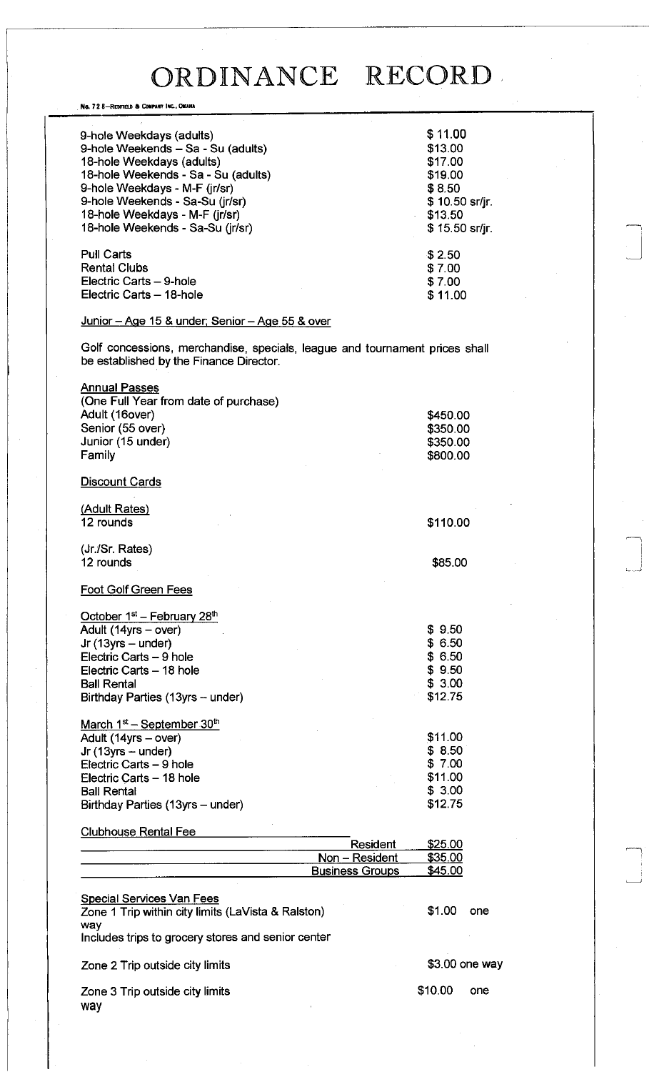# ORDINANCE RECORD

No. 72 8—REDFIELD & COMPANY INC., OMAHA

| | |
|---|---|
| 9-hole Weekdays (adults) | $ 11.00 |
| 9-hole Weekends – Sa - Su (adults) | $13.00 |
| 18-hole Weekdays (adults) | $17.00 |
| 18-hole Weekends - Sa - Su (adults) | $19.00 |
| 9-hole Weekdays - M-F (jr/sr) | $ 8.50 |
| 9-hole Weekends - Sa-Su (jr/sr) | $ 10.50 sr/jr. |
| 18-hole Weekdays - M-F (jr/sr) | $13.50 |
| 18-hole Weekends - Sa-Su (jr/sr) | $ 15.50 sr/jr. |

| | |
|---|---|
| Pull Carts | $ 2.50 |
| Rental Clubs | $ 7.00 |
| Electric Carts – 9-hole | $ 7.00 |
| Electric Carts – 18-hole | $ 11.00 |

Junior – Age 15 & under; Senior – Age 55 & over

Golf concessions, merchandise, specials, league and tournament prices shall be established by the Finance Director.

Annual Passes
(One Full Year from date of purchase)

| | |
|---|---|
| Adult (16over) | $450.00 |
| Senior (55 over) | $350.00 |
| Junior (15 under) | $350.00 |
| Family | $800.00 |

Discount Cards

(Adult Rates)

| | |
|---|---|
| 12 rounds | $110.00 |

(Jr./Sr. Rates)

| | |
|---|---|
| 12 rounds | $85.00 |

Foot Golf Green Fees

October 1st – February 28th

| | |
|---|---|
| Adult (14yrs – over) | $ 9.50 |
| Jr (13yrs – under) | $ 6.50 |
| Electric Carts – 9 hole | $ 6.50 |
| Electric Carts – 18 hole | $ 9.50 |
| Ball Rental | $ 3.00 |
| Birthday Parties (13yrs – under) | $12.75 |

March 1st – September 30th

| | |
|---|---|
| Adult (14yrs – over) | $11.00 |
| Jr (13yrs – under) | $ 8.50 |
| Electric Carts – 9 hole | $ 7.00 |
| Electric Carts – 18 hole | $11.00 |
| Ball Rental | $ 3.00 |
| Birthday Parties (13yrs – under) | $12.75 |

Clubhouse Rental Fee

| | |
|---|---|
| Resident | $25.00 |
| Non – Resident | $35.00 |
| Business Groups | $45.00 |

Special Services Van Fees

| | |
|---|---|
| Zone 1 Trip within city limits (LaVista & Ralston) Includes trips to grocery stores and senior center | $1.00 one way |
| Zone 2 Trip outside city limits | $3.00 one way |
| Zone 3 Trip outside city limits | $10.00 one way |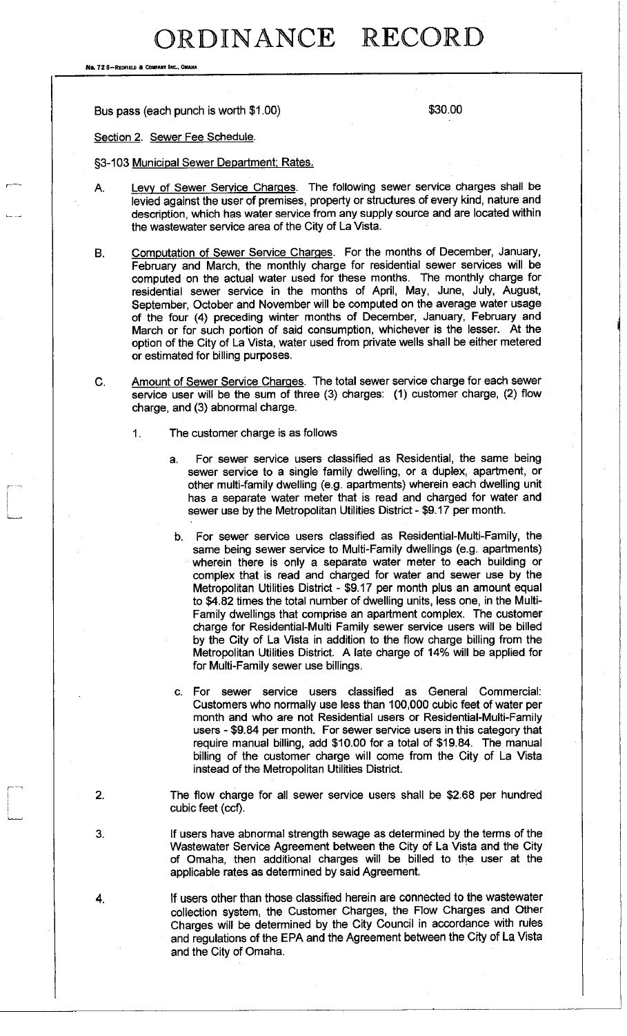Bus pass (each punch is worth $1.00) $30.00

Section 2. Sewer Fee Schedule.

§3-103 Municipal Sewer Department; Rates.

A. Levy of Sewer Service Charges. The following sewer service charges shall be levied against the user of premises, property or structures of every kind, nature and description, which has water service from any supply source and are located within the wastewater service area of the City of La Vista.

B. Computation of Sewer Service Charges. For the months of December, January, February and March, the monthly charge for residential sewer services will be computed on the actual water used for these months. The monthly charge for residential sewer service in the months of April, May, June, July, August, September, October and November will be computed on the average water usage of the four (4) preceding winter months of December, January, February and March or for such portion of said consumption, whichever is the lesser. At the option of the City of La Vista, water used from private wells shall be either metered or estimated for billing purposes.

C. Amount of Sewer Service Charges. The total sewer service charge for each sewer service user will be the sum of three (3) charges: (1) customer charge, (2) flow charge, and (3) abnormal charge.

1. The customer charge is as follows

   a. For sewer service users classified as Residential, the same being sewer service to a single family dwelling, or a duplex, apartment, or other multi-family dwelling (e.g. apartments) wherein each dwelling unit has a separate water meter that is read and charged for water and sewer use by the Metropolitan Utilities District - $9.17 per month.

   b. For sewer service users classified as Residential-Multi-Family, the same being sewer service to Multi-Family dwellings (e.g. apartments) wherein there is only a separate water meter to each building or complex that is read and charged for water and sewer use by the Metropolitan Utilities District - $9.17 per month plus an amount equal to $4.82 times the total number of dwelling units, less one, in the Multi-Family dwellings that comprise an apartment complex. The customer charge for Residential-Multi Family sewer service users will be billed by the City of La Vista in addition to the flow charge billing from the Metropolitan Utilities District. A late charge of 14% will be applied for for Multi-Family sewer use billings.

   c. For sewer service users classified as General Commercial: Customers who normally use less than 100,000 cubic feet of water per month and who are not Residential users or Residential-Multi-Family users - $9.84 per month. For sewer service users in this category that require manual billing, add $10.00 for a total of $19.84. The manual billing of the customer charge will come from the City of La Vista instead of the Metropolitan Utilities District.

2. The flow charge for all sewer service users shall be $2.68 per hundred cubic feet (ccf).

3. If users have abnormal strength sewage as determined by the terms of the Wastewater Service Agreement between the City of La Vista and the City of Omaha, then additional charges will be billed to the user at the applicable rates as determined by said Agreement.

4. If users other than those classified herein are connected to the wastewater collection system, the Customer Charges, the Flow Charges and Other Charges will be determined by the City Council in accordance with rules and regulations of the EPA and the Agreement between the City of La Vista and the City of Omaha.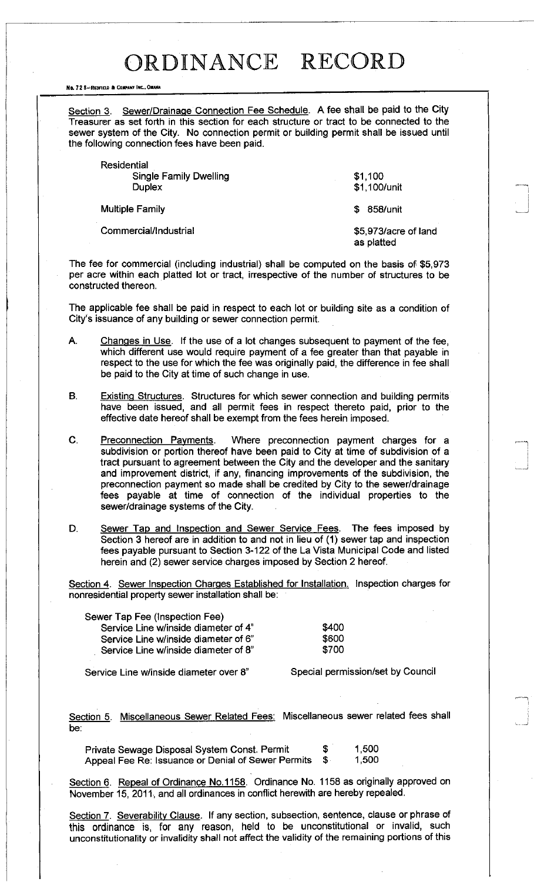# ORDINANCE RECORD

Section 3. Sewer/Drainage Connection Fee Schedule. A fee shall be paid to the City Treasurer as set forth in this section for each structure or tract to be connected to the sewer system of the City. No connection permit or building permit shall be issued until the following connection fees have been paid.

| | |
|---|---|
| Residential | |
| Single Family Dwelling | $1,100 |
| Duplex | $1,100/unit |
| Multiple Family | $ 858/unit |
| Commercial/Industrial | $5,973/acre of land as platted |

The fee for commercial (including industrial) shall be computed on the basis of $5,973 per acre within each platted lot or tract, irrespective of the number of structures to be constructed thereon.

The applicable fee shall be paid in respect to each lot or building site as a condition of City's issuance of any building or sewer connection permit.

A. Changes in Use. If the use of a lot changes subsequent to payment of the fee, which different use would require payment of a fee greater than that payable in respect to the use for which the fee was originally paid, the difference in fee shall be paid to the City at time of such change in use.

B. Existing Structures. Structures for which sewer connection and building permits have been issued, and all permit fees in respect thereto paid, prior to the effective date hereof shall be exempt from the fees herein imposed.

C. Preconnection Payments. Where preconnection payment charges for a subdivision or portion thereof have been paid to City at time of subdivision of a tract pursuant to agreement between the City and the developer and the sanitary and improvement district, if any, financing improvements of the subdivision, the preconnection payment so made shall be credited by City to the sewer/drainage fees payable at time of connection of the individual properties to the sewer/drainage systems of the City.

D. Sewer Tap and Inspection and Sewer Service Fees. The fees imposed by Section 3 hereof are in addition to and not in lieu of (1) sewer tap and inspection fees payable pursuant to Section 3-122 of the La Vista Municipal Code and listed herein and (2) sewer service charges imposed by Section 2 hereof.

Section 4. Sewer Inspection Charges Established for Installation. Inspection charges for nonresidential property sewer installation shall be:

| | |
|---|---|
| Sewer Tap Fee (Inspection Fee) | |
| Service Line w/inside diameter of 4" | $400 |
| Service Line w/inside diameter of 6" | $600 |
| Service Line w/inside diameter of 8" | $700 |
| Service Line w/inside diameter over 8" | Special permission/set by Council |

Section 5. Miscellaneous Sewer Related Fees: Miscellaneous sewer related fees shall be:

| | |
|---|---|
| Private Sewage Disposal System Const. Permit | $ 1,500 |
| Appeal Fee Re: Issuance or Denial of Sewer Permits | $ 1,500 |

Section 6. Repeal of Ordinance No.1158. Ordinance No. 1158 as originally approved on November 15, 2011, and all ordinances in conflict herewith are hereby repealed.

Section 7. Severability Clause. If any section, subsection, sentence, clause or phrase of this ordinance is, for any reason, held to be unconstitutional or invalid, such unconstitutionality or invalidity shall not affect the validity of the remaining portions of this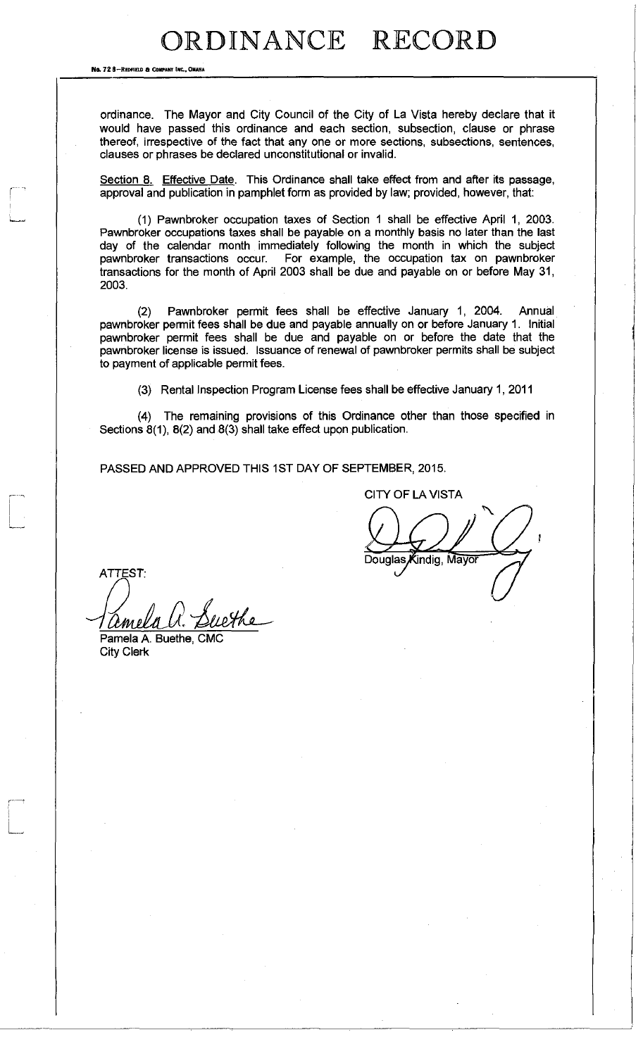# ORDINANCE RECORD

No. 72 8—REDFIELD & COMPANY INC., OMAHA

ordinance. The Mayor and City Council of the City of La Vista hereby declare that it would have passed this ordinance and each section, subsection, clause or phrase thereof, irrespective of the fact that any one or more sections, subsections, sentences, clauses or phrases be declared unconstitutional or invalid.

Section 8. Effective Date. This Ordinance shall take effect from and after its passage, approval and publication in pamphlet form as provided by law; provided, however, that:

(1) Pawnbroker occupation taxes of Section 1 shall be effective April 1, 2003. Pawnbroker occupations taxes shall be payable on a monthly basis no later than the last day of the calendar month immediately following the month in which the subject pawnbroker transactions occur. For example, the occupation tax on pawnbroker transactions for the month of April 2003 shall be due and payable on or before May 31, 2003.

(2) Pawnbroker permit fees shall be effective January 1, 2004. Annual pawnbroker permit fees shall be due and payable annually on or before January 1. Initial pawnbroker permit fees shall be due and payable on or before the date that the pawnbroker license is issued. Issuance of renewal of pawnbroker permits shall be subject to payment of applicable permit fees.

(3) Rental Inspection Program License fees shall be effective January 1, 2011

(4) The remaining provisions of this Ordinance other than those specified in Sections 8(1), 8(2) and 8(3) shall take effect upon publication.

PASSED AND APPROVED THIS 1ST DAY OF SEPTEMBER, 2015.

CITY OF LA VISTA

Douglas Kindig, Mayor

ATTEST:

Pamela A. Buethe, CMC
City Clerk